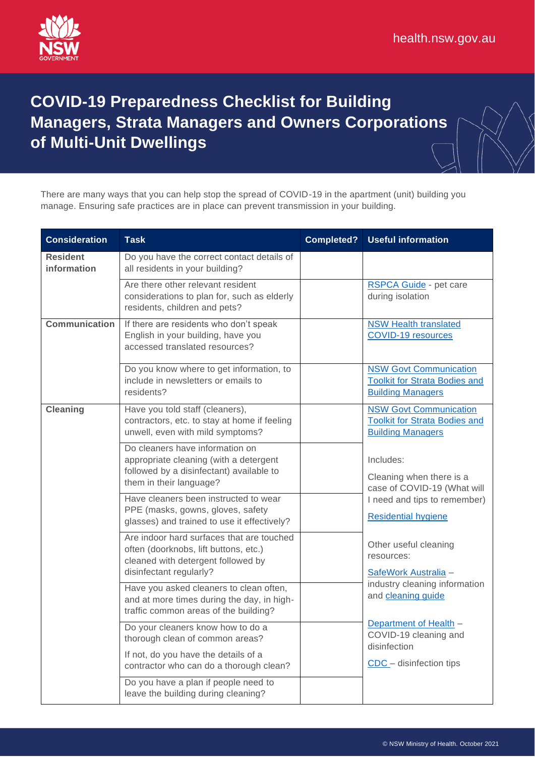# COVID-19 Preparedness Checklist for Building Managers, Strata Managers and Owners Corporations of Multi-Unit Dwellings

There are many ways that you can help stop the spread of COVID-19 in the apartment (unit) building you manage. Ensuring safe practices are in place can prevent transmission in your building.

| Consideration | Task | Completed? | Useful information |
|---|---|---|---|
| **Resident information** | Do you have the correct contact details of all residents in your building? | | |
| | Are there other relevant resident considerations to plan for, such as elderly residents, children and pets? | | RSPCA Guide - pet care during isolation |
| **Communication** | If there are residents who don't speak English in your building, have you accessed translated resources? | | NSW Health translated COVID-19 resources |
| | Do you know where to get information, to include in newsletters or emails to residents? | | NSW Govt Communication Toolkit for Strata Bodies and Building Managers |
| **Cleaning** | Have you told staff (cleaners), contractors, etc. to stay at home if feeling unwell, even with mild symptoms? | | NSW Govt Communication Toolkit for Strata Bodies and Building Managers |
| | Do cleaners have information on appropriate cleaning (with a detergent followed by a disinfectant) available to them in their language? | | Includes: Cleaning when there is a case of COVID-19 (What will I need and tips to remember) Residential hygiene |
| | Have cleaners been instructed to wear PPE (masks, gowns, gloves, safety glasses) and trained to use it effectively? | | |
| | Are indoor hard surfaces that are touched often (doorknobs, lift buttons, etc.) cleaned with detergent followed by disinfectant regularly? | | Other useful cleaning resources: SafeWork Australia – industry cleaning information and cleaning guide |
| | Have you asked cleaners to clean often, and at more times during the day, in high-traffic common areas of the building? | | |
| | Do your cleaners know how to do a thorough clean of common areas? If not, do you have the details of a contractor who can do a thorough clean? | | Department of Health – COVID-19 cleaning and disinfection CDC – disinfection tips |
| | Do you have a plan if people need to leave the building during cleaning? | | |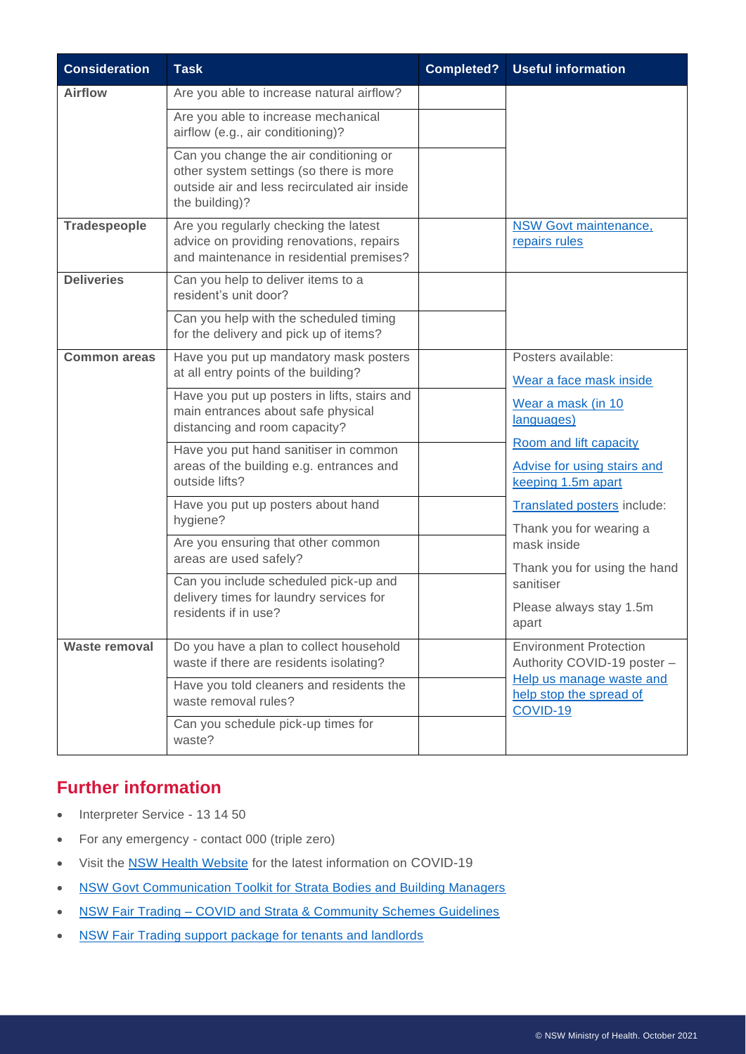| Consideration | Task | Completed? | Useful information |
|---|---|---|---|
| **Airflow** | Are you able to increase natural airflow? | | |
| | Are you able to increase mechanical airflow (e.g., air conditioning)? | | |
| | Can you change the air conditioning or other system settings (so there is more outside air and less recirculated air inside the building)? | | |
| **Tradespeople** | Are you regularly checking the latest advice on providing renovations, repairs and maintenance in residential premises? | | NSW Govt maintenance, repairs rules |
| **Deliveries** | Can you help to deliver items to a resident's unit door? | | |
| | Can you help with the scheduled timing for the delivery and pick up of items? | | |
| **Common areas** | Have you put up mandatory mask posters at all entry points of the building? | | Posters available: Wear a face mask inside |
| | Have you put up posters in lifts, stairs and main entrances about safe physical distancing and room capacity? | | Wear a mask (in 10 languages) |
| | Have you put hand sanitiser in common areas of the building e.g. entrances and outside lifts? | | Room and lift capacity<br>Advise for using stairs and keeping 1.5m apart |
| | Have you put up posters about hand hygiene? | | Translated posters include: |
| | Are you ensuring that other common areas are used safely? | | Thank you for wearing a mask inside<br>Thank you for using the hand sanitiser |
| | Can you include scheduled pick-up and delivery times for laundry services for residents if in use? | | Please always stay 1.5m apart |
| **Waste removal** | Do you have a plan to collect household waste if there are residents isolating? | | Environment Protection Authority COVID-19 poster – |
| | Have you told cleaners and residents the waste removal rules? | | Help us manage waste and help stop the spread of COVID-19 |
| | Can you schedule pick-up times for waste? | | |

## Further information

- Interpreter Service - 13 14 50
- For any emergency - contact 000 (triple zero)
- Visit the NSW Health Website for the latest information on COVID-19
- NSW Govt Communication Toolkit for Strata Bodies and Building Managers
- NSW Fair Trading – COVID and Strata & Community Schemes Guidelines
- NSW Fair Trading support package for tenants and landlords

© NSW Ministry of Health. October 2021